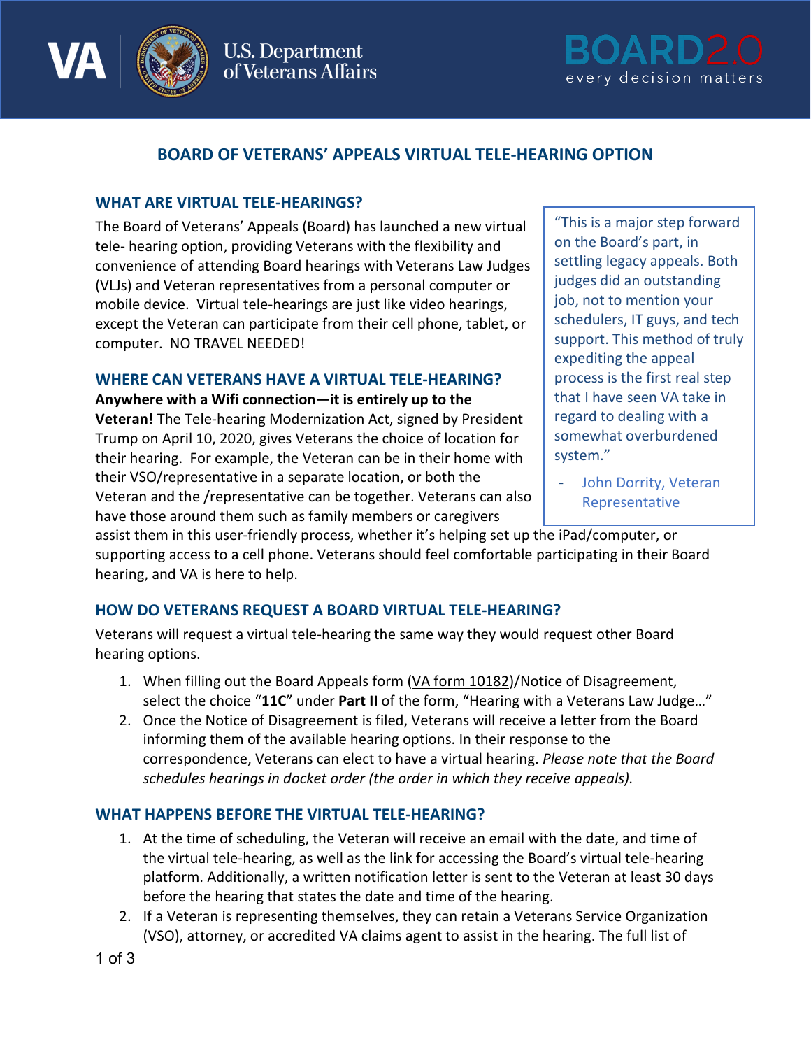# BOARD OF VETERANS' APPEALS VIRTUAL TELE-HEARING OPTION

## WHAT ARE VIRTUAL TELE-HEARINGS?

The Board of Veterans' Appeals (Board) has launched a new virtual tele- hearing option, providing Veterans with the flexibility and convenience of attending Board hearings with Veterans Law Judges (VLJs) and Veteran representatives from a personal computer or mobile device. Virtual tele-hearings are just like video hearings, except the Veteran can participate from their cell phone, tablet, or computer. NO TRAVEL NEEDED!

> "This is a major step forward on the Board's part, in settling legacy appeals. Both judges did an outstanding job, not to mention your schedulers, IT guys, and tech support. This method of truly expediting the appeal process is the first real step that I have seen VA take in regard to dealing with a somewhat overburdened system."
>
> - John Dorrity, Veteran Representative

## WHERE CAN VETERANS HAVE A VIRTUAL TELE-HEARING?

**Anywhere with a Wifi connection—it is entirely up to the Veteran!** The Tele-hearing Modernization Act, signed by President Trump on April 10, 2020, gives Veterans the choice of location for their hearing. For example, the Veteran can be in their home with their VSO/representative in a separate location, or both the Veteran and the /representative can be together. Veterans can also have those around them such as family members or caregivers assist them in this user-friendly process, whether it's helping set up the iPad/computer, or supporting access to a cell phone. Veterans should feel comfortable participating in their Board hearing, and VA is here to help.

## HOW DO VETERANS REQUEST A BOARD VIRTUAL TELE-HEARING?

Veterans will request a virtual tele-hearing the same way they would request other Board hearing options.

1. When filling out the Board Appeals form (VA form 10182)/Notice of Disagreement, select the choice "**11C**" under **Part II** of the form, "Hearing with a Veterans Law Judge…"
2. Once the Notice of Disagreement is filed, Veterans will receive a letter from the Board informing them of the available hearing options. In their response to the correspondence, Veterans can elect to have a virtual hearing. *Please note that the Board schedules hearings in docket order (the order in which they receive appeals).*

## WHAT HAPPENS BEFORE THE VIRTUAL TELE-HEARING?

1. At the time of scheduling, the Veteran will receive an email with the date, and time of the virtual tele-hearing, as well as the link for accessing the Board's virtual tele-hearing platform. Additionally, a written notification letter is sent to the Veteran at least 30 days before the hearing that states the date and time of the hearing.
2. If a Veteran is representing themselves, they can retain a Veterans Service Organization (VSO), attorney, or accredited VA claims agent to assist in the hearing. The full list of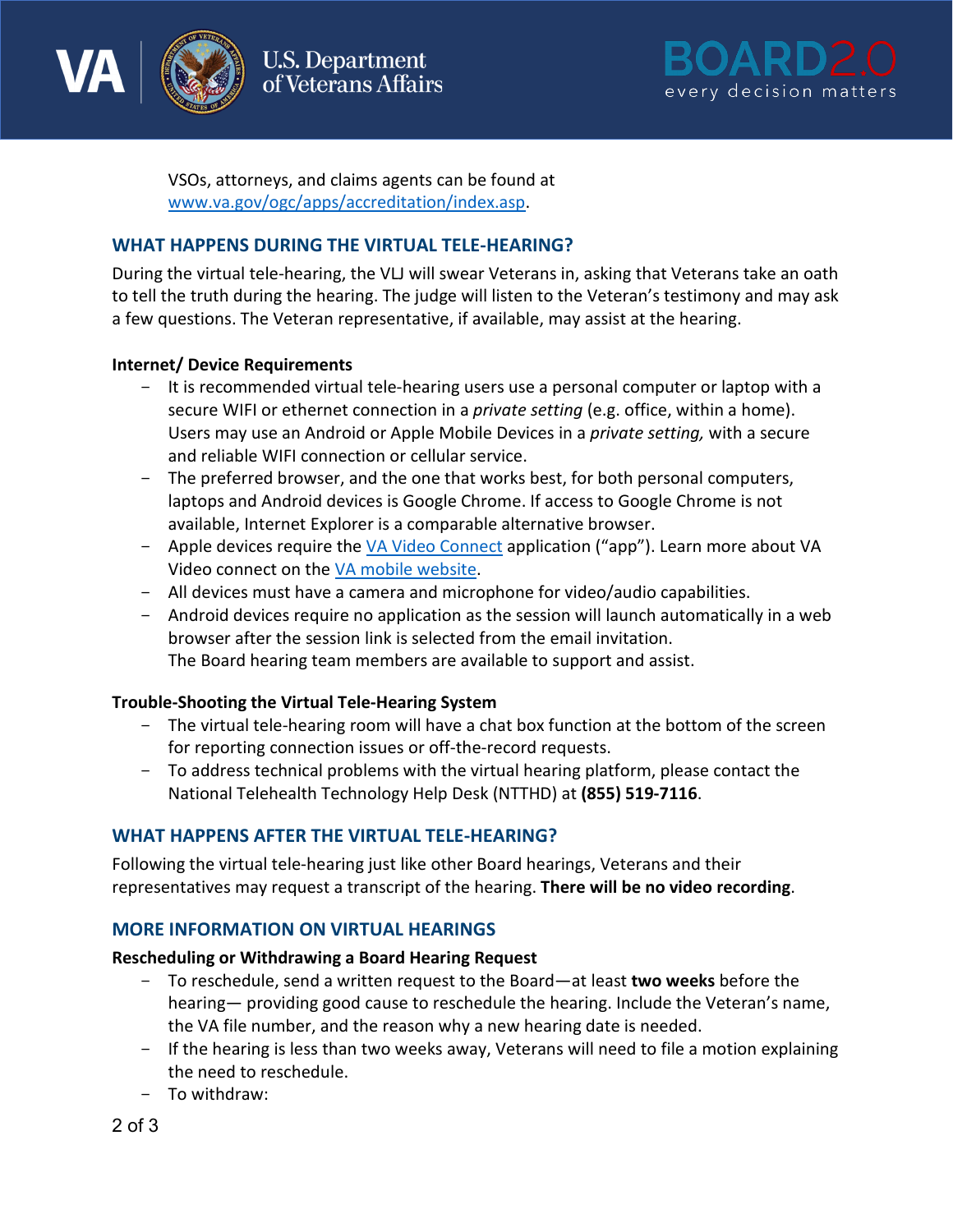VSOs, attorneys, and claims agents can be found at [www.va.gov/ogc/apps/accreditation/index.asp](www.va.gov/ogc/apps/accreditation/index.asp).

## WHAT HAPPENS DURING THE VIRTUAL TELE-HEARING?

During the virtual tele-hearing, the VLJ will swear Veterans in, asking that Veterans take an oath to tell the truth during the hearing. The judge will listen to the Veteran's testimony and may ask a few questions. The Veteran representative, if available, may assist at the hearing.

### Internet/ Device Requirements

- It is recommended virtual tele-hearing users use a personal computer or laptop with a secure WIFI or ethernet connection in a *private setting* (e.g. office, within a home). Users may use an Android or Apple Mobile Devices in a *private setting,* with a secure and reliable WIFI connection or cellular service.
- The preferred browser, and the one that works best, for both personal computers, laptops and Android devices is Google Chrome. If access to Google Chrome is not available, Internet Explorer is a comparable alternative browser.
- Apple devices require the VA Video Connect application ("app"). Learn more about VA Video connect on the VA mobile website.
- All devices must have a camera and microphone for video/audio capabilities.
- Android devices require no application as the session will launch automatically in a web browser after the session link is selected from the email invitation.
  The Board hearing team members are available to support and assist.

### Trouble-Shooting the Virtual Tele-Hearing System

- The virtual tele-hearing room will have a chat box function at the bottom of the screen for reporting connection issues or off-the-record requests.
- To address technical problems with the virtual hearing platform, please contact the National Telehealth Technology Help Desk (NTTHD) at **(855) 519-7116**.

## WHAT HAPPENS AFTER THE VIRTUAL TELE-HEARING?

Following the virtual tele-hearing just like other Board hearings, Veterans and their representatives may request a transcript of the hearing. **There will be no video recording**.

## MORE INFORMATION ON VIRTUAL HEARINGS

### Rescheduling or Withdrawing a Board Hearing Request

- To reschedule, send a written request to the Board—at least **two weeks** before the hearing— providing good cause to reschedule the hearing. Include the Veteran's name, the VA file number, and the reason why a new hearing date is needed.
- If the hearing is less than two weeks away, Veterans will need to file a motion explaining the need to reschedule.
- To withdraw: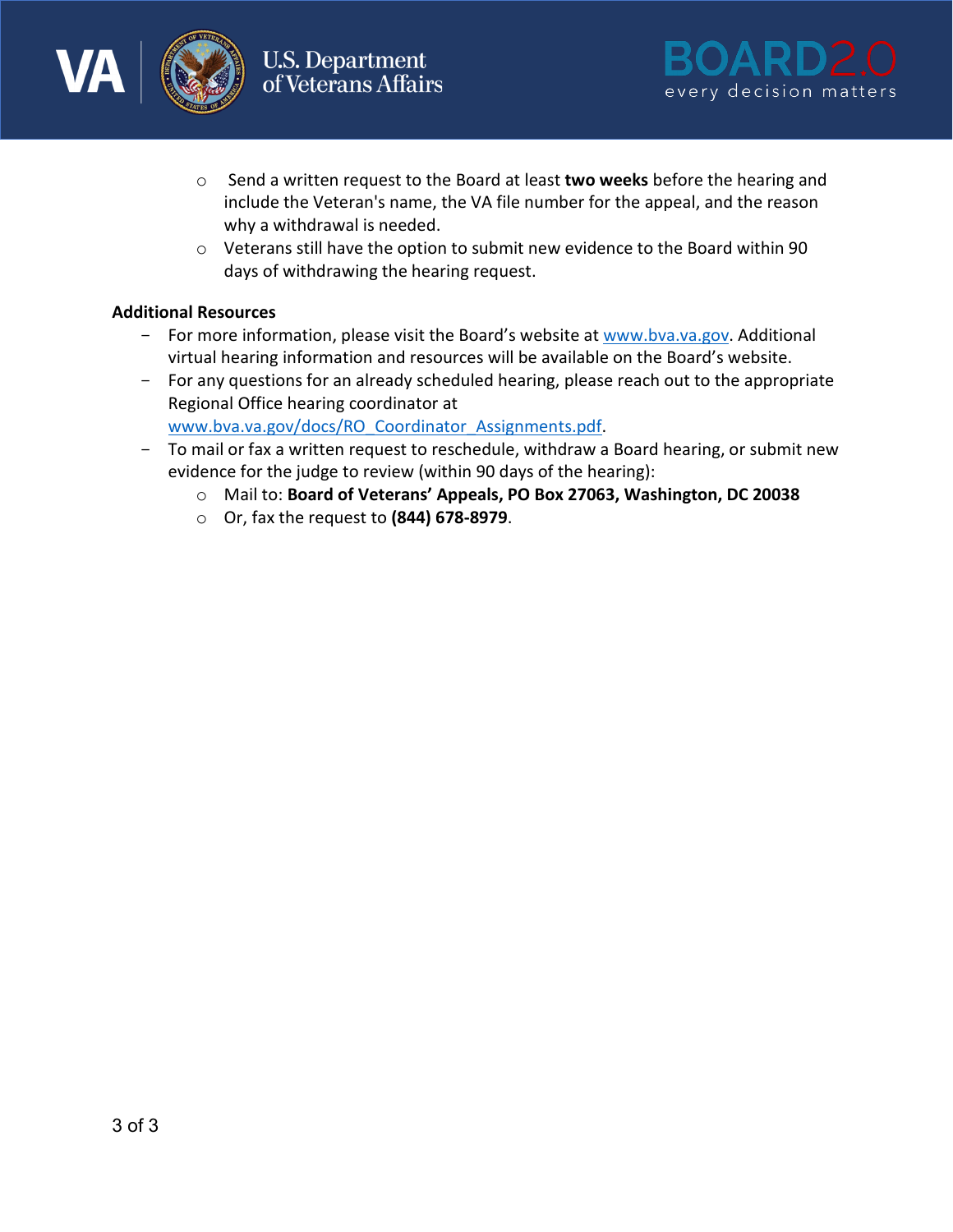- Send a written request to the Board at least **two weeks** before the hearing and include the Veteran's name, the VA file number for the appeal, and the reason why a withdrawal is needed.
- Veterans still have the option to submit new evidence to the Board within 90 days of withdrawing the hearing request.

**Additional Resources**

- For more information, please visit the Board's website at www.bva.va.gov. Additional virtual hearing information and resources will be available on the Board's website.
- For any questions for an already scheduled hearing, please reach out to the appropriate Regional Office hearing coordinator at www.bva.va.gov/docs/RO_Coordinator_Assignments.pdf.
- To mail or fax a written request to reschedule, withdraw a Board hearing, or submit new evidence for the judge to review (within 90 days of the hearing):
  - Mail to: **Board of Veterans' Appeals, PO Box 27063, Washington, DC 20038**
  - Or, fax the request to **(844) 678-8979**.